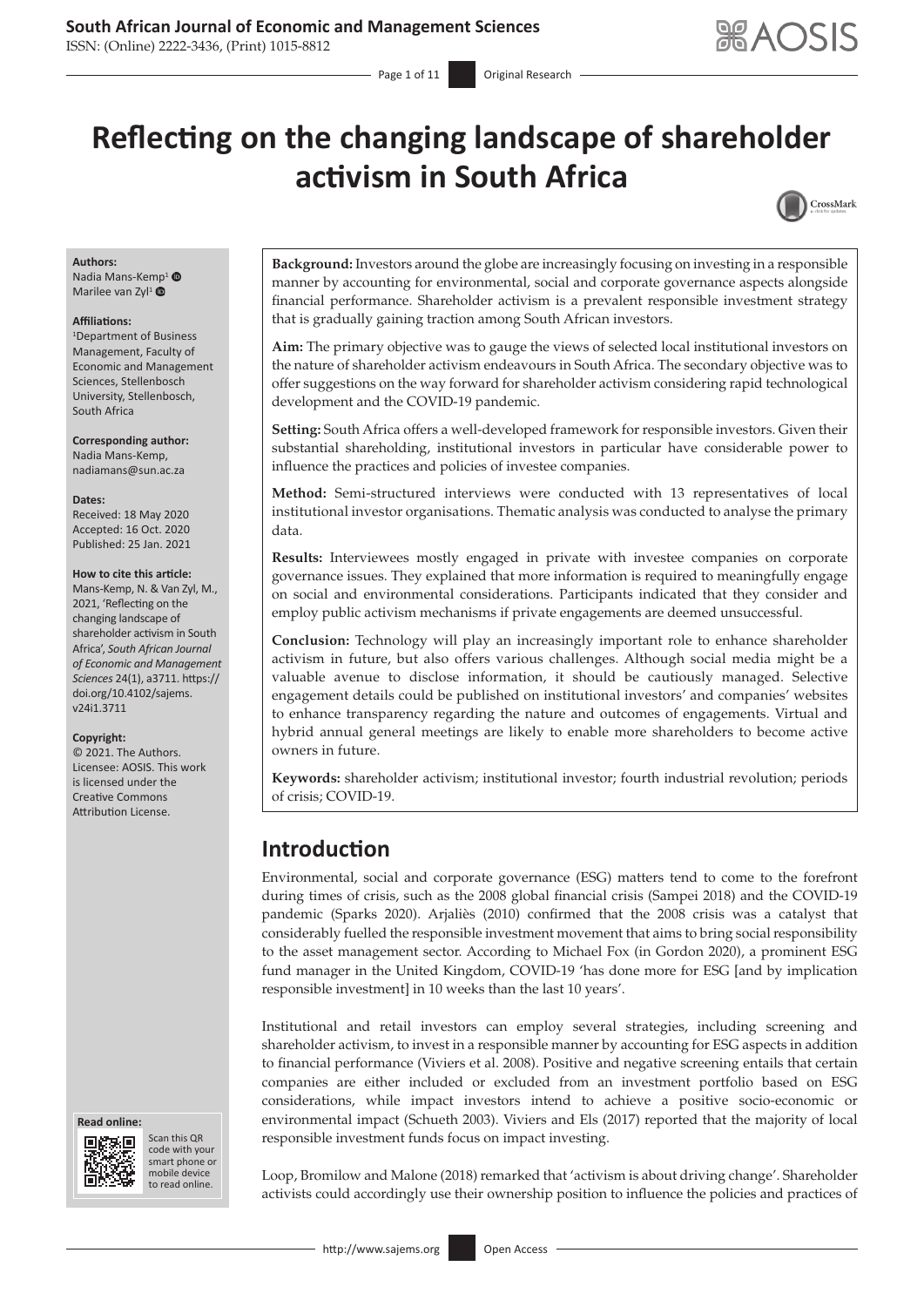# Reflecting on the changing landscape of shareholder activism in South Africa

**Authors:**
Nadia Mans-Kemp[1]
Marilee van Zyl[1]

**Affiliations:**
[1]Department of Business Management, Faculty of Economic and Management Sciences, Stellenbosch University, Stellenbosch, South Africa

**Corresponding author:**
Nadia Mans-Kemp,
nadiamans@sun.ac.za

**Dates:**
Received: 18 May 2020
Accepted: 16 Oct. 2020
Published: 25 Jan. 2021

**How to cite this article:**
Mans-Kemp, N. & Van Zyl, M., 2021, 'Reflecting on the changing landscape of shareholder activism in South Africa', *South African Journal of Economic and Management Sciences* 24(1), a3711. https://doi.org/10.4102/sajems.v24i1.3711

**Copyright:**
© 2021. The Authors. Licensee: AOSIS. This work is licensed under the Creative Commons Attribution License.

**Read online:**
Scan this QR code with your smart phone or mobile device to read online.

**Background:** Investors around the globe are increasingly focusing on investing in a responsible manner by accounting for environmental, social and corporate governance aspects alongside financial performance. Shareholder activism is a prevalent responsible investment strategy that is gradually gaining traction among South African investors.

**Aim:** The primary objective was to gauge the views of selected local institutional investors on the nature of shareholder activism endeavours in South Africa. The secondary objective was to offer suggestions on the way forward for shareholder activism considering rapid technological development and the COVID-19 pandemic.

**Setting:** South Africa offers a well-developed framework for responsible investors. Given their substantial shareholding, institutional investors in particular have considerable power to influence the practices and policies of investee companies.

**Method:** Semi-structured interviews were conducted with 13 representatives of local institutional investor organisations. Thematic analysis was conducted to analyse the primary data.

**Results:** Interviewees mostly engaged in private with investee companies on corporate governance issues. They explained that more information is required to meaningfully engage on social and environmental considerations. Participants indicated that they consider and employ public activism mechanisms if private engagements are deemed unsuccessful.

**Conclusion:** Technology will play an increasingly important role to enhance shareholder activism in future, but also offers various challenges. Although social media might be a valuable avenue to disclose information, it should be cautiously managed. Selective engagement details could be published on institutional investors' and companies' websites to enhance transparency regarding the nature and outcomes of engagements. Virtual and hybrid annual general meetings are likely to enable more shareholders to become active owners in future.

**Keywords:** shareholder activism; institutional investor; fourth industrial revolution; periods of crisis; COVID-19.

## Introduction

Environmental, social and corporate governance (ESG) matters tend to come to the forefront during times of crisis, such as the 2008 global financial crisis (Sampei 2018) and the COVID-19 pandemic (Sparks 2020). Arjaliès (2010) confirmed that the 2008 crisis was a catalyst that considerably fuelled the responsible investment movement that aims to bring social responsibility to the asset management sector. According to Michael Fox (in Gordon 2020), a prominent ESG fund manager in the United Kingdom, COVID-19 'has done more for ESG [and by implication responsible investment] in 10 weeks than the last 10 years'.

Institutional and retail investors can employ several strategies, including screening and shareholder activism, to invest in a responsible manner by accounting for ESG aspects in addition to financial performance (Viviers et al. 2008). Positive and negative screening entails that certain companies are either included or excluded from an investment portfolio based on ESG considerations, while impact investors intend to achieve a positive socio-economic or environmental impact (Schueth 2003). Viviers and Els (2017) reported that the majority of local responsible investment funds focus on impact investing.

Loop, Bromilow and Malone (2018) remarked that 'activism is about driving change'. Shareholder activists could accordingly use their ownership position to influence the policies and practices of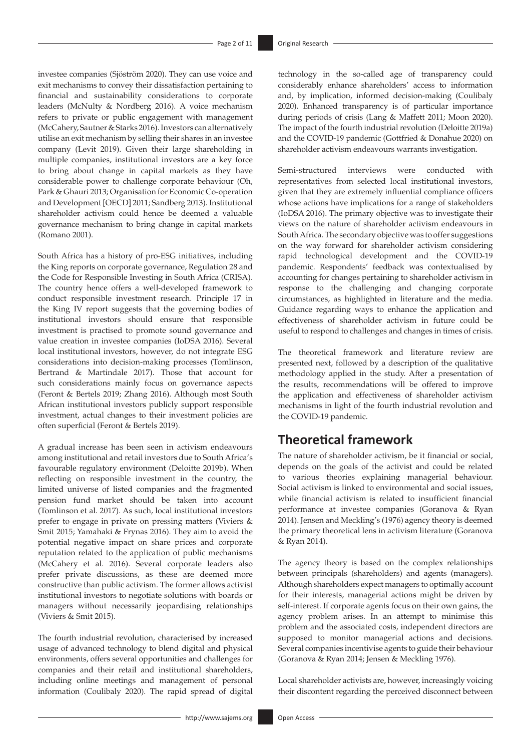investee companies (Sjöström 2020). They can use voice and exit mechanisms to convey their dissatisfaction pertaining to financial and sustainability considerations to corporate leaders (McNulty & Nordberg 2016). A voice mechanism refers to private or public engagement with management (McCahery, Sautner & Starks 2016). Investors can alternatively utilise an exit mechanism by selling their shares in an investee company (Levit 2019). Given their large shareholding in multiple companies, institutional investors are a key force to bring about change in capital markets as they have considerable power to challenge corporate behaviour (Oh, Park & Ghauri 2013; Organisation for Economic Co-operation and Development [OECD] 2011; Sandberg 2013). Institutional shareholder activism could hence be deemed a valuable governance mechanism to bring change in capital markets (Romano 2001).

South Africa has a history of pro-ESG initiatives, including the King reports on corporate governance, Regulation 28 and the Code for Responsible Investing in South Africa (CRISA). The country hence offers a well-developed framework to conduct responsible investment research. Principle 17 in the King IV report suggests that the governing bodies of institutional investors should ensure that responsible investment is practised to promote sound governance and value creation in investee companies (IoDSA 2016). Several local institutional investors, however, do not integrate ESG considerations into decision-making processes (Tomlinson, Bertrand & Martindale 2017). Those that account for such considerations mainly focus on governance aspects (Feront & Bertels 2019; Zhang 2016). Although most South African institutional investors publicly support responsible investment, actual changes to their investment policies are often superficial (Feront & Bertels 2019).

A gradual increase has been seen in activism endeavours among institutional and retail investors due to South Africa's favourable regulatory environment (Deloitte 2019b). When reflecting on responsible investment in the country, the limited universe of listed companies and the fragmented pension fund market should be taken into account (Tomlinson et al. 2017). As such, local institutional investors prefer to engage in private on pressing matters (Viviers & Smit 2015; Yamahaki & Frynas 2016). They aim to avoid the potential negative impact on share prices and corporate reputation related to the application of public mechanisms (McCahery et al. 2016). Several corporate leaders also prefer private discussions, as these are deemed more constructive than public activism. The former allows activist institutional investors to negotiate solutions with boards or managers without necessarily jeopardising relationships (Viviers & Smit 2015).

The fourth industrial revolution, characterised by increased usage of advanced technology to blend digital and physical environments, offers several opportunities and challenges for companies and their retail and institutional shareholders, including online meetings and management of personal information (Coulibaly 2020). The rapid spread of digital technology in the so-called age of transparency could considerably enhance shareholders' access to information and, by implication, informed decision-making (Coulibaly 2020). Enhanced transparency is of particular importance during periods of crisis (Lang & Maffett 2011; Moon 2020). The impact of the fourth industrial revolution (Deloitte 2019a) and the COVID-19 pandemic (Gottfried & Donahue 2020) on shareholder activism endeavours warrants investigation.

Semi-structured interviews were conducted with representatives from selected local institutional investors, given that they are extremely influential compliance officers whose actions have implications for a range of stakeholders (IoDSA 2016). The primary objective was to investigate their views on the nature of shareholder activism endeavours in South Africa. The secondary objective was to offer suggestions on the way forward for shareholder activism considering rapid technological development and the COVID-19 pandemic. Respondents' feedback was contextualised by accounting for changes pertaining to shareholder activism in response to the challenging and changing corporate circumstances, as highlighted in literature and the media. Guidance regarding ways to enhance the application and effectiveness of shareholder activism in future could be useful to respond to challenges and changes in times of crisis.

The theoretical framework and literature review are presented next, followed by a description of the qualitative methodology applied in the study. After a presentation of the results, recommendations will be offered to improve the application and effectiveness of shareholder activism mechanisms in light of the fourth industrial revolution and the COVID-19 pandemic.

## Theoretical framework

The nature of shareholder activism, be it financial or social, depends on the goals of the activist and could be related to various theories explaining managerial behaviour. Social activism is linked to environmental and social issues, while financial activism is related to insufficient financial performance at investee companies (Goranova & Ryan 2014). Jensen and Meckling's (1976) agency theory is deemed the primary theoretical lens in activism literature (Goranova & Ryan 2014).

The agency theory is based on the complex relationships between principals (shareholders) and agents (managers). Although shareholders expect managers to optimally account for their interests, managerial actions might be driven by self-interest. If corporate agents focus on their own gains, the agency problem arises. In an attempt to minimise this problem and the associated costs, independent directors are supposed to monitor managerial actions and decisions. Several companies incentivise agents to guide their behaviour (Goranova & Ryan 2014; Jensen & Meckling 1976).

Local shareholder activists are, however, increasingly voicing their discontent regarding the perceived disconnect between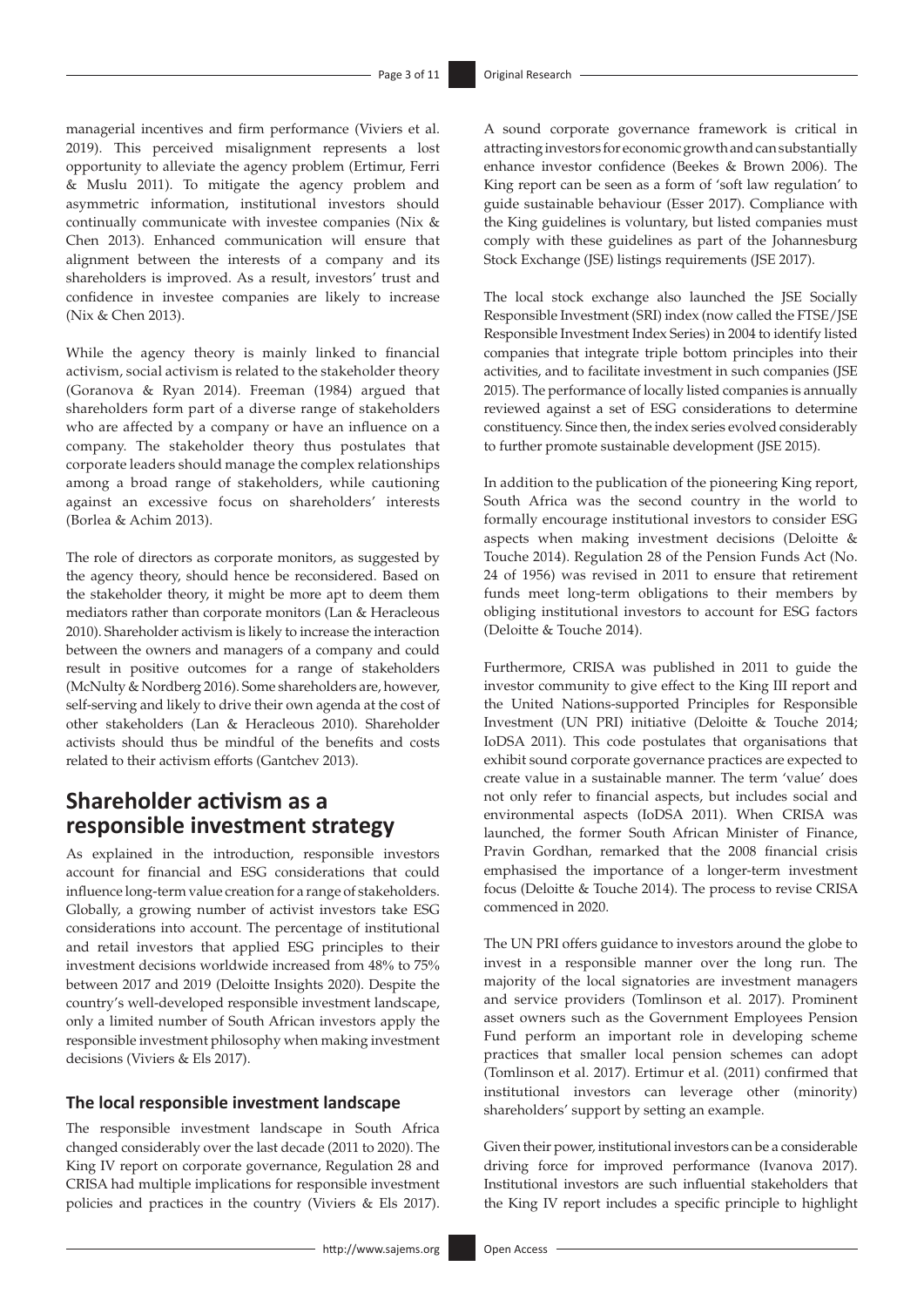managerial incentives and firm performance (Viviers et al. 2019). This perceived misalignment represents a lost opportunity to alleviate the agency problem (Ertimur, Ferri & Muslu 2011). To mitigate the agency problem and asymmetric information, institutional investors should continually communicate with investee companies (Nix & Chen 2013). Enhanced communication will ensure that alignment between the interests of a company and its shareholders is improved. As a result, investors' trust and confidence in investee companies are likely to increase (Nix & Chen 2013).

While the agency theory is mainly linked to financial activism, social activism is related to the stakeholder theory (Goranova & Ryan 2014). Freeman (1984) argued that shareholders form part of a diverse range of stakeholders who are affected by a company or have an influence on a company. The stakeholder theory thus postulates that corporate leaders should manage the complex relationships among a broad range of stakeholders, while cautioning against an excessive focus on shareholders' interests (Borlea & Achim 2013).

The role of directors as corporate monitors, as suggested by the agency theory, should hence be reconsidered. Based on the stakeholder theory, it might be more apt to deem them mediators rather than corporate monitors (Lan & Heracleous 2010). Shareholder activism is likely to increase the interaction between the owners and managers of a company and could result in positive outcomes for a range of stakeholders (McNulty & Nordberg 2016). Some shareholders are, however, self-serving and likely to drive their own agenda at the cost of other stakeholders (Lan & Heracleous 2010). Shareholder activists should thus be mindful of the benefits and costs related to their activism efforts (Gantchev 2013).

## Shareholder activism as a responsible investment strategy

As explained in the introduction, responsible investors account for financial and ESG considerations that could influence long-term value creation for a range of stakeholders. Globally, a growing number of activist investors take ESG considerations into account. The percentage of institutional and retail investors that applied ESG principles to their investment decisions worldwide increased from 48% to 75% between 2017 and 2019 (Deloitte Insights 2020). Despite the country's well-developed responsible investment landscape, only a limited number of South African investors apply the responsible investment philosophy when making investment decisions (Viviers & Els 2017).

### The local responsible investment landscape

The responsible investment landscape in South Africa changed considerably over the last decade (2011 to 2020). The King IV report on corporate governance, Regulation 28 and CRISA had multiple implications for responsible investment policies and practices in the country (Viviers & Els 2017). A sound corporate governance framework is critical in attracting investors for economic growth and can substantially enhance investor confidence (Beekes & Brown 2006). The King report can be seen as a form of 'soft law regulation' to guide sustainable behaviour (Esser 2017). Compliance with the King guidelines is voluntary, but listed companies must comply with these guidelines as part of the Johannesburg Stock Exchange (JSE) listings requirements (JSE 2017).

The local stock exchange also launched the JSE Socially Responsible Investment (SRI) index (now called the FTSE/JSE Responsible Investment Index Series) in 2004 to identify listed companies that integrate triple bottom principles into their activities, and to facilitate investment in such companies (JSE 2015). The performance of locally listed companies is annually reviewed against a set of ESG considerations to determine constituency. Since then, the index series evolved considerably to further promote sustainable development (JSE 2015).

In addition to the publication of the pioneering King report, South Africa was the second country in the world to formally encourage institutional investors to consider ESG aspects when making investment decisions (Deloitte & Touche 2014). Regulation 28 of the Pension Funds Act (No. 24 of 1956) was revised in 2011 to ensure that retirement funds meet long-term obligations to their members by obliging institutional investors to account for ESG factors (Deloitte & Touche 2014).

Furthermore, CRISA was published in 2011 to guide the investor community to give effect to the King III report and the United Nations-supported Principles for Responsible Investment (UN PRI) initiative (Deloitte & Touche 2014; IoDSA 2011). This code postulates that organisations that exhibit sound corporate governance practices are expected to create value in a sustainable manner. The term 'value' does not only refer to financial aspects, but includes social and environmental aspects (IoDSA 2011). When CRISA was launched, the former South African Minister of Finance, Pravin Gordhan, remarked that the 2008 financial crisis emphasised the importance of a longer-term investment focus (Deloitte & Touche 2014). The process to revise CRISA commenced in 2020.

The UN PRI offers guidance to investors around the globe to invest in a responsible manner over the long run. The majority of the local signatories are investment managers and service providers (Tomlinson et al. 2017). Prominent asset owners such as the Government Employees Pension Fund perform an important role in developing scheme practices that smaller local pension schemes can adopt (Tomlinson et al. 2017). Ertimur et al. (2011) confirmed that institutional investors can leverage other (minority) shareholders' support by setting an example.

Given their power, institutional investors can be a considerable driving force for improved performance (Ivanova 2017). Institutional investors are such influential stakeholders that the King IV report includes a specific principle to highlight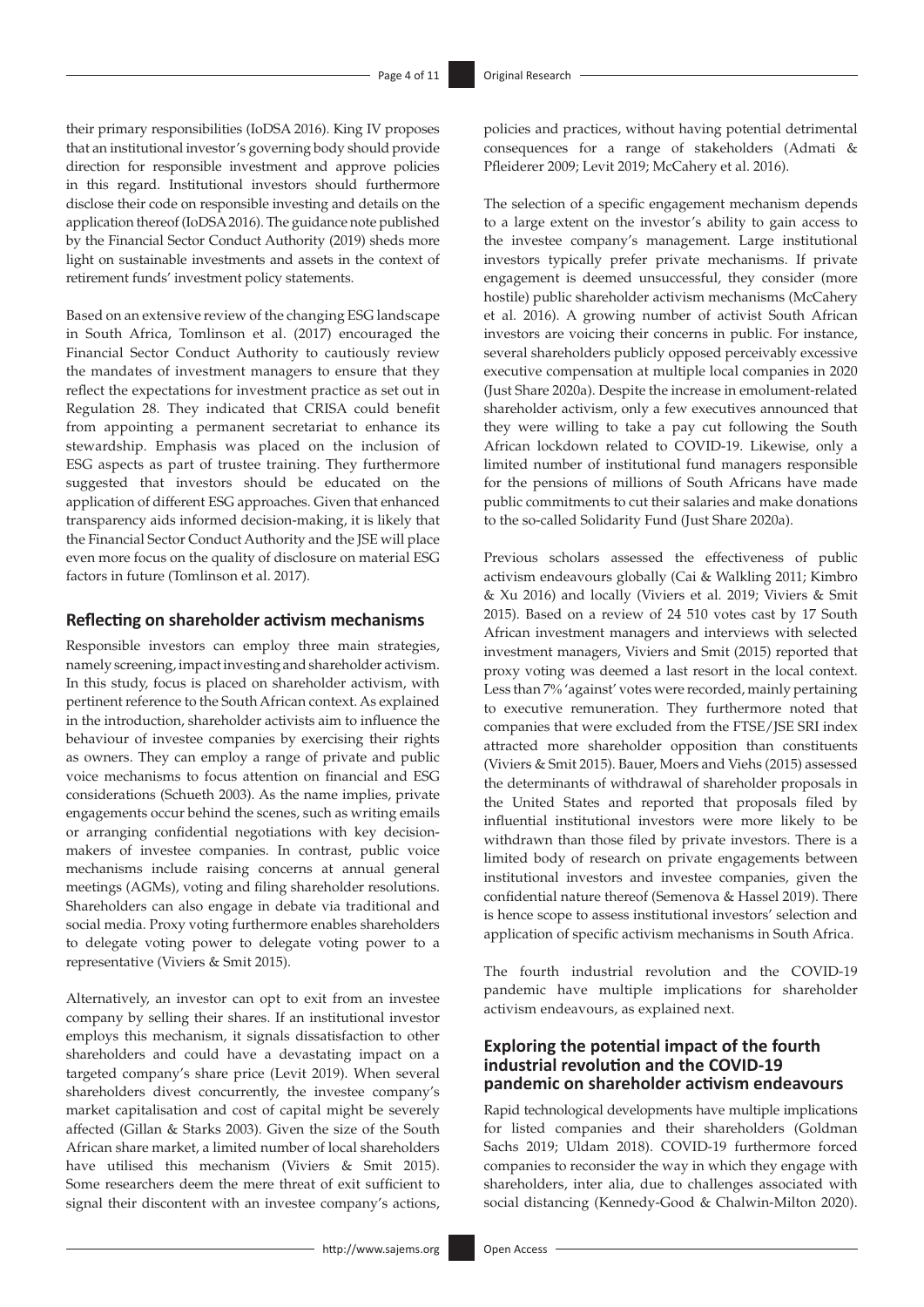their primary responsibilities (IoDSA 2016). King IV proposes that an institutional investor's governing body should provide direction for responsible investment and approve policies in this regard. Institutional investors should furthermore disclose their code on responsible investing and details on the application thereof (IoDSA 2016). The guidance note published by the Financial Sector Conduct Authority (2019) sheds more light on sustainable investments and assets in the context of retirement funds' investment policy statements.

Based on an extensive review of the changing ESG landscape in South Africa, Tomlinson et al. (2017) encouraged the Financial Sector Conduct Authority to cautiously review the mandates of investment managers to ensure that they reflect the expectations for investment practice as set out in Regulation 28. They indicated that CRISA could benefit from appointing a permanent secretariat to enhance its stewardship. Emphasis was placed on the inclusion of ESG aspects as part of trustee training. They furthermore suggested that investors should be educated on the application of different ESG approaches. Given that enhanced transparency aids informed decision-making, it is likely that the Financial Sector Conduct Authority and the JSE will place even more focus on the quality of disclosure on material ESG factors in future (Tomlinson et al. 2017).

## Reflecting on shareholder activism mechanisms

Responsible investors can employ three main strategies, namely screening, impact investing and shareholder activism. In this study, focus is placed on shareholder activism, with pertinent reference to the South African context. As explained in the introduction, shareholder activists aim to influence the behaviour of investee companies by exercising their rights as owners. They can employ a range of private and public voice mechanisms to focus attention on financial and ESG considerations (Schueth 2003). As the name implies, private engagements occur behind the scenes, such as writing emails or arranging confidential negotiations with key decision-makers of investee companies. In contrast, public voice mechanisms include raising concerns at annual general meetings (AGMs), voting and filing shareholder resolutions. Shareholders can also engage in debate via traditional and social media. Proxy voting furthermore enables shareholders to delegate voting power to delegate voting power to a representative (Viviers & Smit 2015).

Alternatively, an investor can opt to exit from an investee company by selling their shares. If an institutional investor employs this mechanism, it signals dissatisfaction to other shareholders and could have a devastating impact on a targeted company's share price (Levit 2019). When several shareholders divest concurrently, the investee company's market capitalisation and cost of capital might be severely affected (Gillan & Starks 2003). Given the size of the South African share market, a limited number of local shareholders have utilised this mechanism (Viviers & Smit 2015). Some researchers deem the mere threat of exit sufficient to signal their discontent with an investee company's actions, policies and practices, without having potential detrimental consequences for a range of stakeholders (Admati & Pfleiderer 2009; Levit 2019; McCahery et al. 2016).

The selection of a specific engagement mechanism depends to a large extent on the investor's ability to gain access to the investee company's management. Large institutional investors typically prefer private mechanisms. If private engagement is deemed unsuccessful, they consider (more hostile) public shareholder activism mechanisms (McCahery et al. 2016). A growing number of activist South African investors are voicing their concerns in public. For instance, several shareholders publicly opposed perceivably excessive executive compensation at multiple local companies in 2020 (Just Share 2020a). Despite the increase in emolument-related shareholder activism, only a few executives announced that they were willing to take a pay cut following the South African lockdown related to COVID-19. Likewise, only a limited number of institutional fund managers responsible for the pensions of millions of South Africans have made public commitments to cut their salaries and make donations to the so-called Solidarity Fund (Just Share 2020a).

Previous scholars assessed the effectiveness of public activism endeavours globally (Cai & Walkling 2011; Kimbro & Xu 2016) and locally (Viviers et al. 2019; Viviers & Smit 2015). Based on a review of 24 510 votes cast by 17 South African investment managers and interviews with selected investment managers, Viviers and Smit (2015) reported that proxy voting was deemed a last resort in the local context. Less than 7% 'against' votes were recorded, mainly pertaining to executive remuneration. They furthermore noted that companies that were excluded from the FTSE/JSE SRI index attracted more shareholder opposition than constituents (Viviers & Smit 2015). Bauer, Moers and Viehs (2015) assessed the determinants of withdrawal of shareholder proposals in the United States and reported that proposals filed by influential institutional investors were more likely to be withdrawn than those filed by private investors. There is a limited body of research on private engagements between institutional investors and investee companies, given the confidential nature thereof (Semenova & Hassel 2019). There is hence scope to assess institutional investors' selection and application of specific activism mechanisms in South Africa.

The fourth industrial revolution and the COVID-19 pandemic have multiple implications for shareholder activism endeavours, as explained next.

## Exploring the potential impact of the fourth industrial revolution and the COVID-19 pandemic on shareholder activism endeavours

Rapid technological developments have multiple implications for listed companies and their shareholders (Goldman Sachs 2019; Uldam 2018). COVID-19 furthermore forced companies to reconsider the way in which they engage with shareholders, inter alia, due to challenges associated with social distancing (Kennedy-Good & Chalwin-Milton 2020).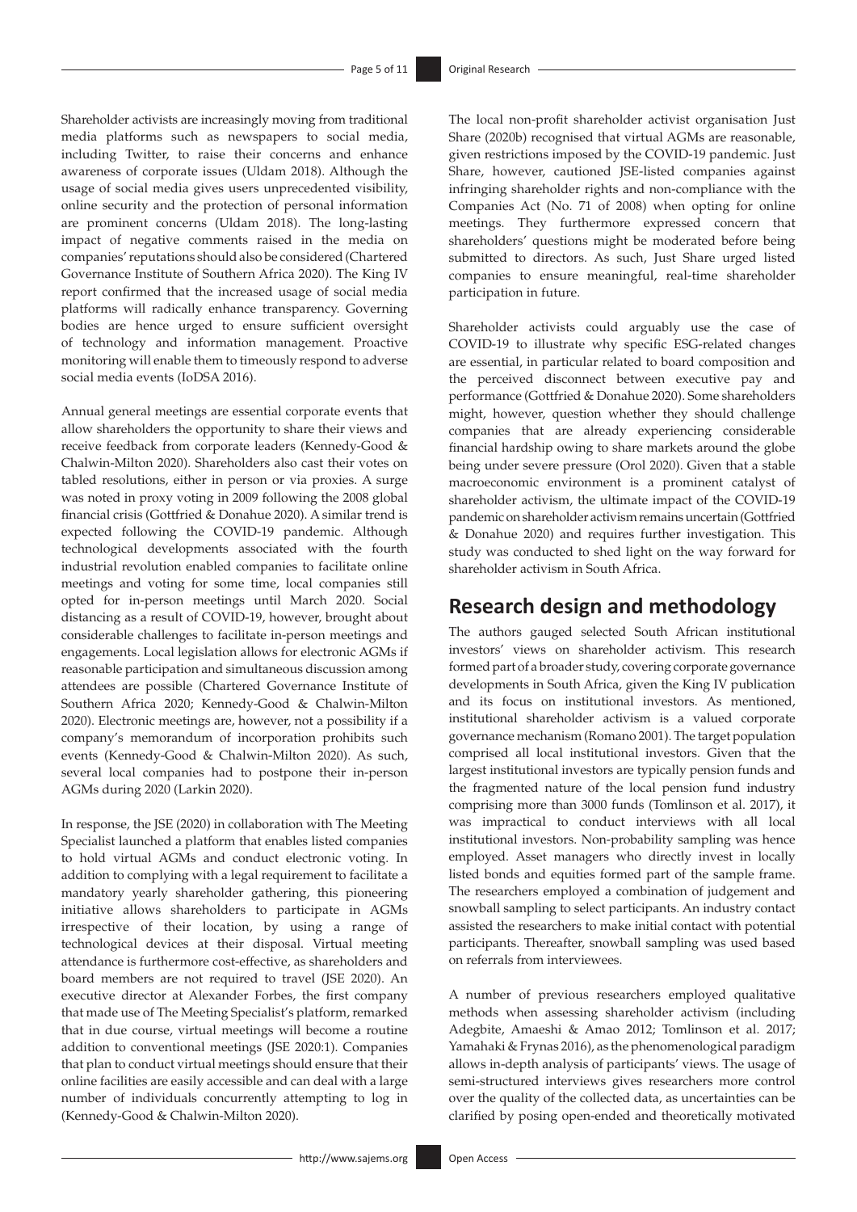Shareholder activists are increasingly moving from traditional media platforms such as newspapers to social media, including Twitter, to raise their concerns and enhance awareness of corporate issues (Uldam 2018). Although the usage of social media gives users unprecedented visibility, online security and the protection of personal information are prominent concerns (Uldam 2018). The long-lasting impact of negative comments raised in the media on companies' reputations should also be considered (Chartered Governance Institute of Southern Africa 2020). The King IV report confirmed that the increased usage of social media platforms will radically enhance transparency. Governing bodies are hence urged to ensure sufficient oversight of technology and information management. Proactive monitoring will enable them to timeously respond to adverse social media events (IoDSA 2016).

Annual general meetings are essential corporate events that allow shareholders the opportunity to share their views and receive feedback from corporate leaders (Kennedy-Good & Chalwin-Milton 2020). Shareholders also cast their votes on tabled resolutions, either in person or via proxies. A surge was noted in proxy voting in 2009 following the 2008 global financial crisis (Gottfried & Donahue 2020). A similar trend is expected following the COVID-19 pandemic. Although technological developments associated with the fourth industrial revolution enabled companies to facilitate online meetings and voting for some time, local companies still opted for in-person meetings until March 2020. Social distancing as a result of COVID-19, however, brought about considerable challenges to facilitate in-person meetings and engagements. Local legislation allows for electronic AGMs if reasonable participation and simultaneous discussion among attendees are possible (Chartered Governance Institute of Southern Africa 2020; Kennedy-Good & Chalwin-Milton 2020). Electronic meetings are, however, not a possibility if a company's memorandum of incorporation prohibits such events (Kennedy-Good & Chalwin-Milton 2020). As such, several local companies had to postpone their in-person AGMs during 2020 (Larkin 2020).

In response, the JSE (2020) in collaboration with The Meeting Specialist launched a platform that enables listed companies to hold virtual AGMs and conduct electronic voting. In addition to complying with a legal requirement to facilitate a mandatory yearly shareholder gathering, this pioneering initiative allows shareholders to participate in AGMs irrespective of their location, by using a range of technological devices at their disposal. Virtual meeting attendance is furthermore cost-effective, as shareholders and board members are not required to travel (JSE 2020). An executive director at Alexander Forbes, the first company that made use of The Meeting Specialist's platform, remarked that in due course, virtual meetings will become a routine addition to conventional meetings (JSE 2020:1). Companies that plan to conduct virtual meetings should ensure that their online facilities are easily accessible and can deal with a large number of individuals concurrently attempting to log in (Kennedy-Good & Chalwin-Milton 2020).

The local non-profit shareholder activist organisation Just Share (2020b) recognised that virtual AGMs are reasonable, given restrictions imposed by the COVID-19 pandemic. Just Share, however, cautioned JSE-listed companies against infringing shareholder rights and non-compliance with the Companies Act (No. 71 of 2008) when opting for online meetings. They furthermore expressed concern that shareholders' questions might be moderated before being submitted to directors. As such, Just Share urged listed companies to ensure meaningful, real-time shareholder participation in future.

Shareholder activists could arguably use the case of COVID-19 to illustrate why specific ESG-related changes are essential, in particular related to board composition and the perceived disconnect between executive pay and performance (Gottfried & Donahue 2020). Some shareholders might, however, question whether they should challenge companies that are already experiencing considerable financial hardship owing to share markets around the globe being under severe pressure (Orol 2020). Given that a stable macroeconomic environment is a prominent catalyst of shareholder activism, the ultimate impact of the COVID-19 pandemic on shareholder activism remains uncertain (Gottfried & Donahue 2020) and requires further investigation. This study was conducted to shed light on the way forward for shareholder activism in South Africa.

## Research design and methodology

The authors gauged selected South African institutional investors' views on shareholder activism. This research formed part of a broader study, covering corporate governance developments in South Africa, given the King IV publication and its focus on institutional investors. As mentioned, institutional shareholder activism is a valued corporate governance mechanism (Romano 2001). The target population comprised all local institutional investors. Given that the largest institutional investors are typically pension funds and the fragmented nature of the local pension fund industry comprising more than 3000 funds (Tomlinson et al. 2017), it was impractical to conduct interviews with all local institutional investors. Non-probability sampling was hence employed. Asset managers who directly invest in locally listed bonds and equities formed part of the sample frame. The researchers employed a combination of judgement and snowball sampling to select participants. An industry contact assisted the researchers to make initial contact with potential participants. Thereafter, snowball sampling was used based on referrals from interviewees.

A number of previous researchers employed qualitative methods when assessing shareholder activism (including Adegbite, Amaeshi & Amao 2012; Tomlinson et al. 2017; Yamahaki & Frynas 2016), as the phenomenological paradigm allows in-depth analysis of participants' views. The usage of semi-structured interviews gives researchers more control over the quality of the collected data, as uncertainties can be clarified by posing open-ended and theoretically motivated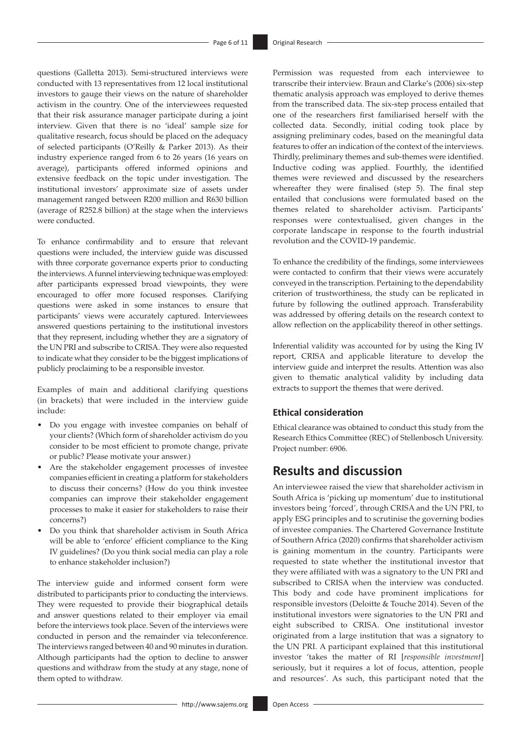questions (Galletta 2013). Semi-structured interviews were conducted with 13 representatives from 12 local institutional investors to gauge their views on the nature of shareholder activism in the country. One of the interviewees requested that their risk assurance manager participate during a joint interview. Given that there is no 'ideal' sample size for qualitative research, focus should be placed on the adequacy of selected participants (O'Reilly & Parker 2013). As their industry experience ranged from 6 to 26 years (16 years on average), participants offered informed opinions and extensive feedback on the topic under investigation. The institutional investors' approximate size of assets under management ranged between R200 million and R630 billion (average of R252.8 billion) at the stage when the interviews were conducted.

To enhance confirmability and to ensure that relevant questions were included, the interview guide was discussed with three corporate governance experts prior to conducting the interviews. A funnel interviewing technique was employed: after participants expressed broad viewpoints, they were encouraged to offer more focused responses. Clarifying questions were asked in some instances to ensure that participants' views were accurately captured. Interviewees answered questions pertaining to the institutional investors that they represent, including whether they are a signatory of the UN PRI and subscribe to CRISA. They were also requested to indicate what they consider to be the biggest implications of publicly proclaiming to be a responsible investor.

Examples of main and additional clarifying questions (in brackets) that were included in the interview guide include:

- Do you engage with investee companies on behalf of your clients? (Which form of shareholder activism do you consider to be most efficient to promote change, private or public? Please motivate your answer.)
- Are the stakeholder engagement processes of investee companies efficient in creating a platform for stakeholders to discuss their concerns? (How do you think investee companies can improve their stakeholder engagement processes to make it easier for stakeholders to raise their concerns?)
- Do you think that shareholder activism in South Africa will be able to 'enforce' efficient compliance to the King IV guidelines? (Do you think social media can play a role to enhance stakeholder inclusion?)

The interview guide and informed consent form were distributed to participants prior to conducting the interviews. They were requested to provide their biographical details and answer questions related to their employer via email before the interviews took place. Seven of the interviews were conducted in person and the remainder via teleconference. The interviews ranged between 40 and 90 minutes in duration. Although participants had the option to decline to answer questions and withdraw from the study at any stage, none of them opted to withdraw.

Permission was requested from each interviewee to transcribe their interview. Braun and Clarke's (2006) six-step thematic analysis approach was employed to derive themes from the transcribed data. The six-step process entailed that one of the researchers first familiarised herself with the collected data. Secondly, initial coding took place by assigning preliminary codes, based on the meaningful data features to offer an indication of the context of the interviews. Thirdly, preliminary themes and sub-themes were identified. Inductive coding was applied. Fourthly, the identified themes were reviewed and discussed by the researchers whereafter they were finalised (step 5). The final step entailed that conclusions were formulated based on the themes related to shareholder activism. Participants' responses were contextualised, given changes in the corporate landscape in response to the fourth industrial revolution and the COVID-19 pandemic.

To enhance the credibility of the findings, some interviewees were contacted to confirm that their views were accurately conveyed in the transcription. Pertaining to the dependability criterion of trustworthiness, the study can be replicated in future by following the outlined approach. Transferability was addressed by offering details on the research context to allow reflection on the applicability thereof in other settings.

Inferential validity was accounted for by using the King IV report, CRISA and applicable literature to develop the interview guide and interpret the results. Attention was also given to thematic analytical validity by including data extracts to support the themes that were derived.

### Ethical consideration

Ethical clearance was obtained to conduct this study from the Research Ethics Committee (REC) of Stellenbosch University. Project number: 6906.

## Results and discussion

An interviewee raised the view that shareholder activism in South Africa is 'picking up momentum' due to institutional investors being 'forced', through CRISA and the UN PRI, to apply ESG principles and to scrutinise the governing bodies of investee companies. The Chartered Governance Institute of Southern Africa (2020) confirms that shareholder activism is gaining momentum in the country. Participants were requested to state whether the institutional investor that they were affiliated with was a signatory to the UN PRI and subscribed to CRISA when the interview was conducted. This body and code have prominent implications for responsible investors (Deloitte & Touche 2014). Seven of the institutional investors were signatories to the UN PRI and eight subscribed to CRISA. One institutional investor originated from a large institution that was a signatory to the UN PRI. A participant explained that this institutional investor 'takes the matter of RI [*responsible investment*] seriously, but it requires a lot of focus, attention, people and resources'. As such, this participant noted that the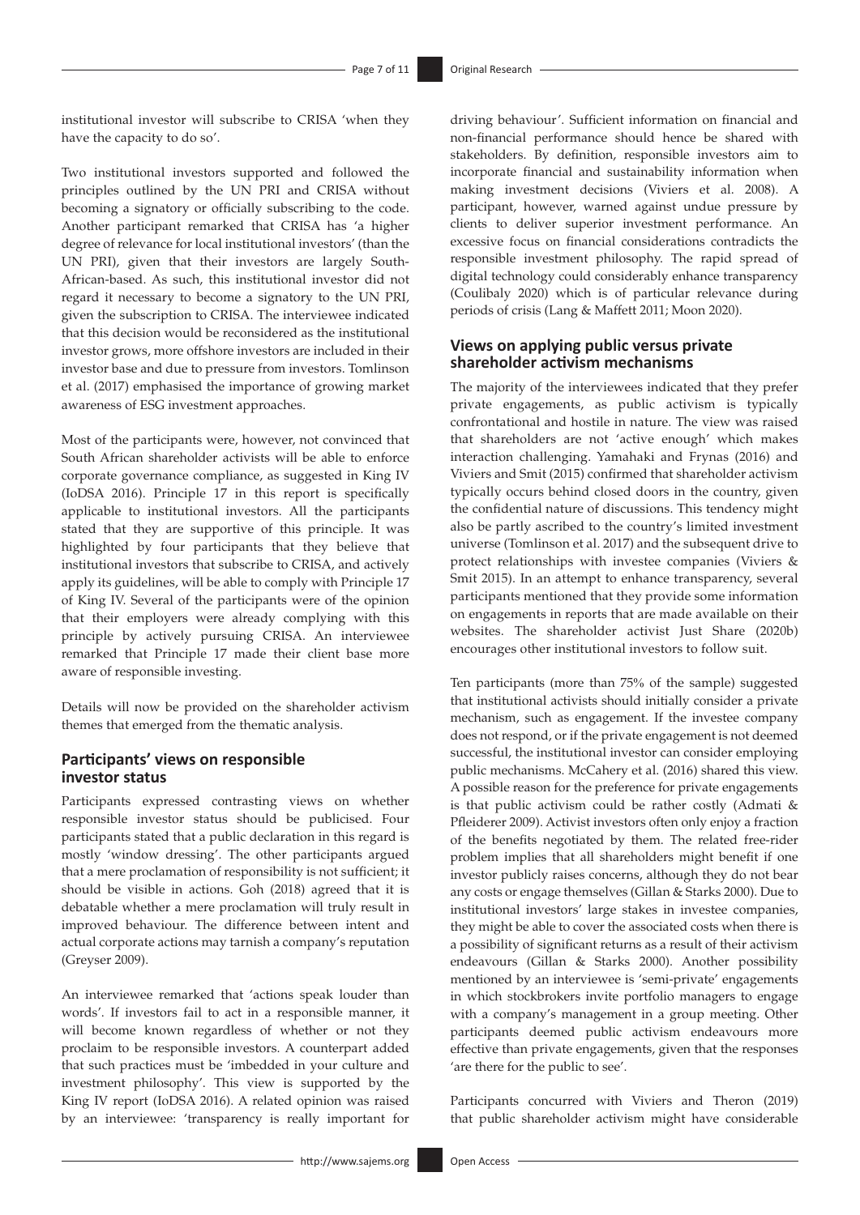institutional investor will subscribe to CRISA 'when they have the capacity to do so'.

Two institutional investors supported and followed the principles outlined by the UN PRI and CRISA without becoming a signatory or officially subscribing to the code. Another participant remarked that CRISA has 'a higher degree of relevance for local institutional investors' (than the UN PRI), given that their investors are largely South-African-based. As such, this institutional investor did not regard it necessary to become a signatory to the UN PRI, given the subscription to CRISA. The interviewee indicated that this decision would be reconsidered as the institutional investor grows, more offshore investors are included in their investor base and due to pressure from investors. Tomlinson et al. (2017) emphasised the importance of growing market awareness of ESG investment approaches.

Most of the participants were, however, not convinced that South African shareholder activists will be able to enforce corporate governance compliance, as suggested in King IV (IoDSA 2016). Principle 17 in this report is specifically applicable to institutional investors. All the participants stated that they are supportive of this principle. It was highlighted by four participants that they believe that institutional investors that subscribe to CRISA, and actively apply its guidelines, will be able to comply with Principle 17 of King IV. Several of the participants were of the opinion that their employers were already complying with this principle by actively pursuing CRISA. An interviewee remarked that Principle 17 made their client base more aware of responsible investing.

Details will now be provided on the shareholder activism themes that emerged from the thematic analysis.

### Participants' views on responsible investor status

Participants expressed contrasting views on whether responsible investor status should be publicised. Four participants stated that a public declaration in this regard is mostly 'window dressing'. The other participants argued that a mere proclamation of responsibility is not sufficient; it should be visible in actions. Goh (2018) agreed that it is debatable whether a mere proclamation will truly result in improved behaviour. The difference between intent and actual corporate actions may tarnish a company's reputation (Greyser 2009).

An interviewee remarked that 'actions speak louder than words'. If investors fail to act in a responsible manner, it will become known regardless of whether or not they proclaim to be responsible investors. A counterpart added that such practices must be 'imbedded in your culture and investment philosophy'. This view is supported by the King IV report (IoDSA 2016). A related opinion was raised by an interviewee: 'transparency is really important for driving behaviour'. Sufficient information on financial and non-financial performance should hence be shared with stakeholders. By definition, responsible investors aim to incorporate financial and sustainability information when making investment decisions (Viviers et al. 2008). A participant, however, warned against undue pressure by clients to deliver superior investment performance. An excessive focus on financial considerations contradicts the responsible investment philosophy. The rapid spread of digital technology could considerably enhance transparency (Coulibaly 2020) which is of particular relevance during periods of crisis (Lang & Maffett 2011; Moon 2020).

### Views on applying public versus private shareholder activism mechanisms

The majority of the interviewees indicated that they prefer private engagements, as public activism is typically confrontational and hostile in nature. The view was raised that shareholders are not 'active enough' which makes interaction challenging. Yamahaki and Frynas (2016) and Viviers and Smit (2015) confirmed that shareholder activism typically occurs behind closed doors in the country, given the confidential nature of discussions. This tendency might also be partly ascribed to the country's limited investment universe (Tomlinson et al. 2017) and the subsequent drive to protect relationships with investee companies (Viviers & Smit 2015). In an attempt to enhance transparency, several participants mentioned that they provide some information on engagements in reports that are made available on their websites. The shareholder activist Just Share (2020b) encourages other institutional investors to follow suit.

Ten participants (more than 75% of the sample) suggested that institutional activists should initially consider a private mechanism, such as engagement. If the investee company does not respond, or if the private engagement is not deemed successful, the institutional investor can consider employing public mechanisms. McCahery et al. (2016) shared this view. A possible reason for the preference for private engagements is that public activism could be rather costly (Admati & Pfleiderer 2009). Activist investors often only enjoy a fraction of the benefits negotiated by them. The related free-rider problem implies that all shareholders might benefit if one investor publicly raises concerns, although they do not bear any costs or engage themselves (Gillan & Starks 2000). Due to institutional investors' large stakes in investee companies, they might be able to cover the associated costs when there is a possibility of significant returns as a result of their activism endeavours (Gillan & Starks 2000). Another possibility mentioned by an interviewee is 'semi-private' engagements in which stockbrokers invite portfolio managers to engage with a company's management in a group meeting. Other participants deemed public activism endeavours more effective than private engagements, given that the responses 'are there for the public to see'.

Participants concurred with Viviers and Theron (2019) that public shareholder activism might have considerable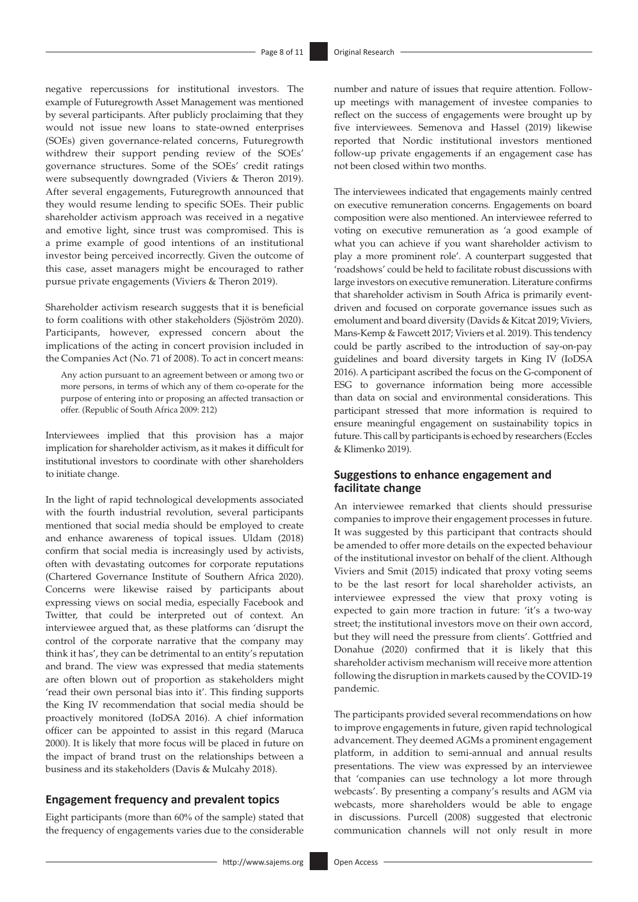negative repercussions for institutional investors. The example of Futuregrowth Asset Management was mentioned by several participants. After publicly proclaiming that they would not issue new loans to state-owned enterprises (SOEs) given governance-related concerns, Futuregrowth withdrew their support pending review of the SOEs' governance structures. Some of the SOEs' credit ratings were subsequently downgraded (Viviers & Theron 2019). After several engagements, Futuregrowth announced that they would resume lending to specific SOEs. Their public shareholder activism approach was received in a negative and emotive light, since trust was compromised. This is a prime example of good intentions of an institutional investor being perceived incorrectly. Given the outcome of this case, asset managers might be encouraged to rather pursue private engagements (Viviers & Theron 2019).

Shareholder activism research suggests that it is beneficial to form coalitions with other stakeholders (Sjöström 2020). Participants, however, expressed concern about the implications of the acting in concert provision included in the Companies Act (No. 71 of 2008). To act in concert means:

> Any action pursuant to an agreement between or among two or more persons, in terms of which any of them co-operate for the purpose of entering into or proposing an affected transaction or offer. (Republic of South Africa 2009: 212)

Interviewees implied that this provision has a major implication for shareholder activism, as it makes it difficult for institutional investors to coordinate with other shareholders to initiate change.

In the light of rapid technological developments associated with the fourth industrial revolution, several participants mentioned that social media should be employed to create and enhance awareness of topical issues. Uldam (2018) confirm that social media is increasingly used by activists, often with devastating outcomes for corporate reputations (Chartered Governance Institute of Southern Africa 2020). Concerns were likewise raised by participants about expressing views on social media, especially Facebook and Twitter, that could be interpreted out of context. An interviewee argued that, as these platforms can 'disrupt the control of the corporate narrative that the company may think it has', they can be detrimental to an entity's reputation and brand. The view was expressed that media statements are often blown out of proportion as stakeholders might 'read their own personal bias into it'. This finding supports the King IV recommendation that social media should be proactively monitored (IoDSA 2016). A chief information officer can be appointed to assist in this regard (Maruca 2000). It is likely that more focus will be placed in future on the impact of brand trust on the relationships between a business and its stakeholders (Davis & Mulcahy 2018).

## Engagement frequency and prevalent topics

Eight participants (more than 60% of the sample) stated that the frequency of engagements varies due to the considerable number and nature of issues that require attention. Follow-up meetings with management of investee companies to reflect on the success of engagements were brought up by five interviewees. Semenova and Hassel (2019) likewise reported that Nordic institutional investors mentioned follow-up private engagements if an engagement case has not been closed within two months.

The interviewees indicated that engagements mainly centred on executive remuneration concerns. Engagements on board composition were also mentioned. An interviewee referred to voting on executive remuneration as 'a good example of what you can achieve if you want shareholder activism to play a more prominent role'. A counterpart suggested that 'roadshows' could be held to facilitate robust discussions with large investors on executive remuneration. Literature confirms that shareholder activism in South Africa is primarily event-driven and focused on corporate governance issues such as emolument and board diversity (Davids & Kitcat 2019; Viviers, Mans-Kemp & Fawcett 2017; Viviers et al. 2019). This tendency could be partly ascribed to the introduction of say-on-pay guidelines and board diversity targets in King IV (IoDSA 2016). A participant ascribed the focus on the G-component of ESG to governance information being more accessible than data on social and environmental considerations. This participant stressed that more information is required to ensure meaningful engagement on sustainability topics in future. This call by participants is echoed by researchers (Eccles & Klimenko 2019).

## Suggestions to enhance engagement and facilitate change

An interviewee remarked that clients should pressurise companies to improve their engagement processes in future. It was suggested by this participant that contracts should be amended to offer more details on the expected behaviour of the institutional investor on behalf of the client. Although Viviers and Smit (2015) indicated that proxy voting seems to be the last resort for local shareholder activists, an interviewee expressed the view that proxy voting is expected to gain more traction in future: 'it's a two-way street; the institutional investors move on their own accord, but they will need the pressure from clients'. Gottfried and Donahue (2020) confirmed that it is likely that this shareholder activism mechanism will receive more attention following the disruption in markets caused by the COVID-19 pandemic.

The participants provided several recommendations on how to improve engagements in future, given rapid technological advancement. They deemed AGMs a prominent engagement platform, in addition to semi-annual and annual results presentations. The view was expressed by an interviewee that 'companies can use technology a lot more through webcasts'. By presenting a company's results and AGM via webcasts, more shareholders would be able to engage in discussions. Purcell (2008) suggested that electronic communication channels will not only result in more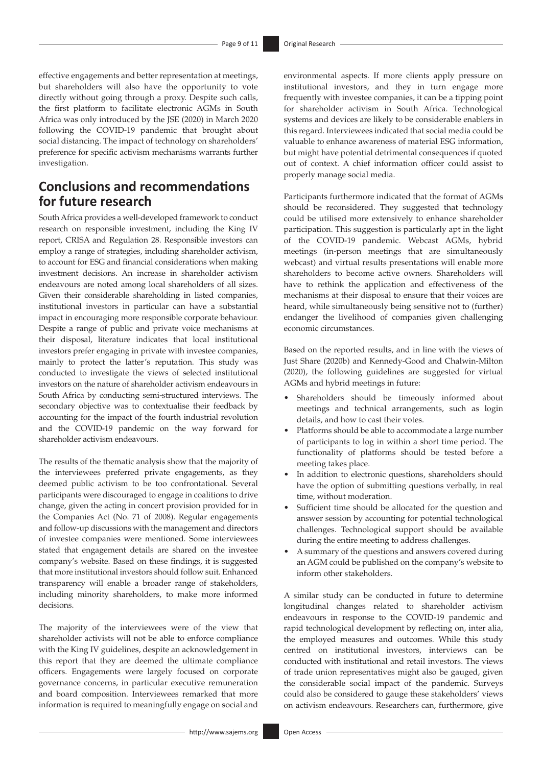effective engagements and better representation at meetings, but shareholders will also have the opportunity to vote directly without going through a proxy. Despite such calls, the first platform to facilitate electronic AGMs in South Africa was only introduced by the JSE (2020) in March 2020 following the COVID-19 pandemic that brought about social distancing. The impact of technology on shareholders' preference for specific activism mechanisms warrants further investigation.

## Conclusions and recommendations for future research

South Africa provides a well-developed framework to conduct research on responsible investment, including the King IV report, CRISA and Regulation 28. Responsible investors can employ a range of strategies, including shareholder activism, to account for ESG and financial considerations when making investment decisions. An increase in shareholder activism endeavours are noted among local shareholders of all sizes. Given their considerable shareholding in listed companies, institutional investors in particular can have a substantial impact in encouraging more responsible corporate behaviour. Despite a range of public and private voice mechanisms at their disposal, literature indicates that local institutional investors prefer engaging in private with investee companies, mainly to protect the latter's reputation. This study was conducted to investigate the views of selected institutional investors on the nature of shareholder activism endeavours in South Africa by conducting semi-structured interviews. The secondary objective was to contextualise their feedback by accounting for the impact of the fourth industrial revolution and the COVID-19 pandemic on the way forward for shareholder activism endeavours.

The results of the thematic analysis show that the majority of the interviewees preferred private engagements, as they deemed public activism to be too confrontational. Several participants were discouraged to engage in coalitions to drive change, given the acting in concert provision provided for in the Companies Act (No. 71 of 2008). Regular engagements and follow-up discussions with the management and directors of investee companies were mentioned. Some interviewees stated that engagement details are shared on the investee company's website. Based on these findings, it is suggested that more institutional investors should follow suit. Enhanced transparency will enable a broader range of stakeholders, including minority shareholders, to make more informed decisions.

The majority of the interviewees were of the view that shareholder activists will not be able to enforce compliance with the King IV guidelines, despite an acknowledgement in this report that they are deemed the ultimate compliance officers. Engagements were largely focused on corporate governance concerns, in particular executive remuneration and board composition. Interviewees remarked that more information is required to meaningfully engage on social and environmental aspects. If more clients apply pressure on institutional investors, and they in turn engage more frequently with investee companies, it can be a tipping point for shareholder activism in South Africa. Technological systems and devices are likely to be considerable enablers in this regard. Interviewees indicated that social media could be valuable to enhance awareness of material ESG information, but might have potential detrimental consequences if quoted out of context. A chief information officer could assist to properly manage social media.

Participants furthermore indicated that the format of AGMs should be reconsidered. They suggested that technology could be utilised more extensively to enhance shareholder participation. This suggestion is particularly apt in the light of the COVID-19 pandemic. Webcast AGMs, hybrid meetings (in-person meetings that are simultaneously webcast) and virtual results presentations will enable more shareholders to become active owners. Shareholders will have to rethink the application and effectiveness of the mechanisms at their disposal to ensure that their voices are heard, while simultaneously being sensitive not to (further) endanger the livelihood of companies given challenging economic circumstances.

Based on the reported results, and in line with the views of Just Share (2020b) and Kennedy-Good and Chalwin-Milton (2020), the following guidelines are suggested for virtual AGMs and hybrid meetings in future:

- Shareholders should be timeously informed about meetings and technical arrangements, such as login details, and how to cast their votes.
- Platforms should be able to accommodate a large number of participants to log in within a short time period. The functionality of platforms should be tested before a meeting takes place.
- In addition to electronic questions, shareholders should have the option of submitting questions verbally, in real time, without moderation.
- Sufficient time should be allocated for the question and answer session by accounting for potential technological challenges. Technological support should be available during the entire meeting to address challenges.
- A summary of the questions and answers covered during an AGM could be published on the company's website to inform other stakeholders.

A similar study can be conducted in future to determine longitudinal changes related to shareholder activism endeavours in response to the COVID-19 pandemic and rapid technological development by reflecting on, inter alia, the employed measures and outcomes. While this study centred on institutional investors, interviews can be conducted with institutional and retail investors. The views of trade union representatives might also be gauged, given the considerable social impact of the pandemic. Surveys could also be considered to gauge these stakeholders' views on activism endeavours. Researchers can, furthermore, give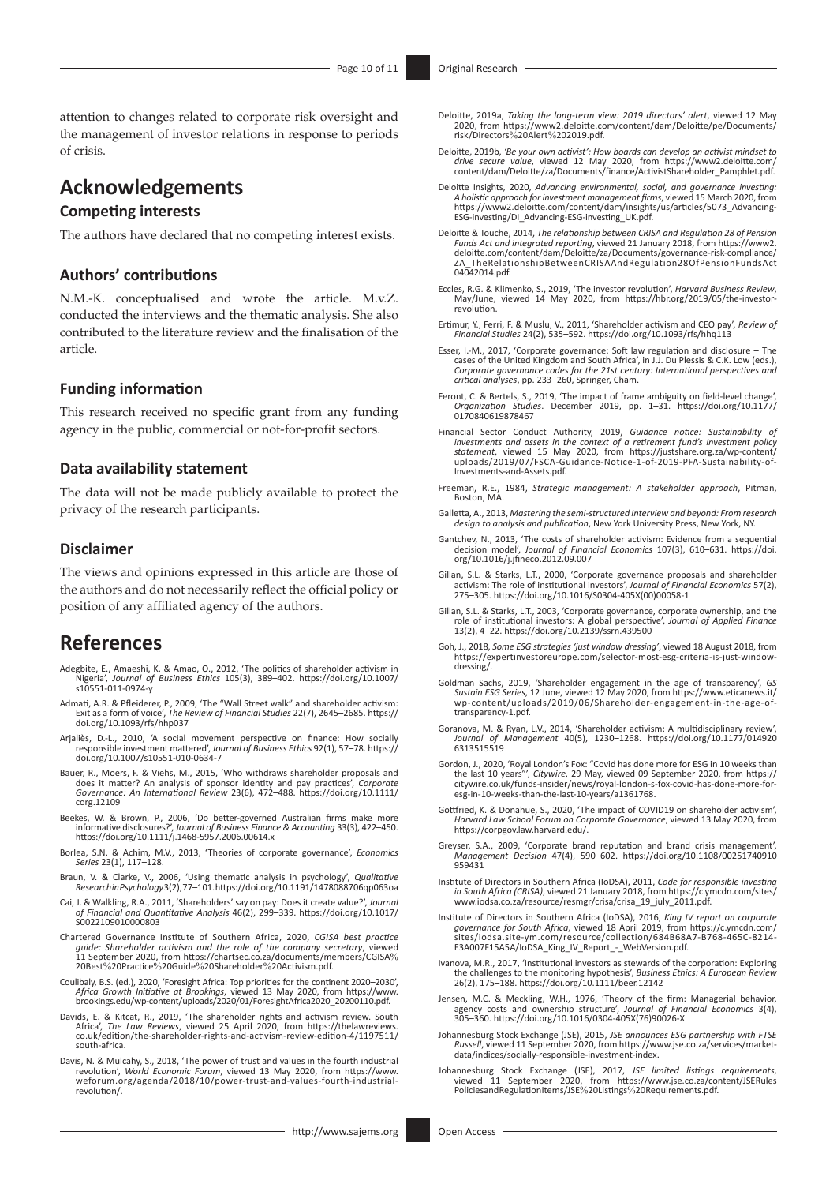attention to changes related to corporate risk oversight and the management of investor relations in response to periods of crisis.

# Acknowledgements

## Competing interests

The authors have declared that no competing interest exists.

## Authors' contributions

N.M.-K. conceptualised and wrote the article. M.v.Z. conducted the interviews and the thematic analysis. She also contributed to the literature review and the finalisation of the article.

## Funding information

This research received no specific grant from any funding agency in the public, commercial or not-for-profit sectors.

## Data availability statement

The data will not be made publicly available to protect the privacy of the research participants.

## Disclaimer

The views and opinions expressed in this article are those of the authors and do not necessarily reflect the official policy or position of any affiliated agency of the authors.

# References

Adegbite, E., Amaeshi, K. & Amao, O., 2012, 'The politics of shareholder activism in Nigeria', *Journal of Business Ethics* 105(3), 389–402. https://doi.org/10.1007/s10551-011-0974-y

Admati, A.R. & Pfleiderer, P., 2009, 'The "Wall Street walk" and shareholder activism: Exit as a form of voice', *The Review of Financial Studies* 22(7), 2645–2685. https://doi.org/10.1093/rfs/hhp037

Arjaliès, D.-L., 2010, 'A social movement perspective on finance: How socially responsible investment mattered', *Journal of Business Ethics* 92(1), 57–78. https://doi.org/10.1007/s10551-010-0634-7

Bauer, R., Moers, F. & Viehs, M., 2015, 'Who withdraws shareholder proposals and does it matter? An analysis of sponsor identity and pay practices', *Corporate Governance: An International Review* 23(6), 472–488. https://doi.org/10.1111/corg.12109

Beekes, W. & Brown, P., 2006, 'Do better-governed Australian firms make more informative disclosures?', *Journal of Business Finance & Accounting* 33(3), 422–450. https://doi.org/10.1111/j.1468-5957.2006.00614.x

Borlea, S.N. & Achim, M.V., 2013, 'Theories of corporate governance', *Economics Series* 23(1), 117–128.

Braun, V. & Clarke, V., 2006, 'Using thematic analysis in psychology', *Qualitative Research in Psychology* 3(2), 77–101. https://doi.org/10.1191/1478088706qp063oa

Cai, J. & Walkling, R.A., 2011, 'Shareholders' say on pay: Does it create value?', *Journal of Financial and Quantitative Analysis* 46(2), 299–339. https://doi.org/10.1017/S0022109010000803

Chartered Governance Institute of Southern Africa, 2020, *CGISA best practice guide: Shareholder activism and the role of the company secretary*, viewed 11 September 2020, from https://chartsec.co.za/documents/members/CGISA%20Best%20Practice%20Guide%20Shareholder%20Activism.pdf.

Coulibaly, B.S. (ed.), 2020, 'Foresight Africa: Top priorities for the continent 2020–2030', *Africa Growth Initiative at Brookings*, viewed 13 May 2020, from https://www.brookings.edu/wp-content/uploads/2020/01/ForesightAfrica2020_20200110.pdf.

Davids, E. & Kitcat, R., 2019, 'The shareholder rights and activism review. South Africa', *The Law Reviews*, viewed 25 April 2020, from https://thelawreviews.co.uk/edition/the-shareholder-rights-and-activism-review-edition-4/1197511/south-africa.

Davis, N. & Mulcahy, S., 2018, 'The power of trust and values in the fourth industrial revolution', *World Economic Forum*, viewed 13 May 2020, from https://www.weforum.org/agenda/2018/10/power-trust-and-values-fourth-industrial-revolution/.

Deloitte, 2019a, *Taking the long-term view: 2019 directors' alert*, viewed 12 May 2020, from https://www2.deloitte.com/content/dam/Deloitte/pe/Documents/risk/Directors%20Alert%202019.pdf.

Deloitte, 2019b, *'Be your own activist': How boards can develop an activist mindset to drive secure value*, viewed 12 May 2020, from https://www2.deloitte.com/content/dam/Deloitte/za/Documents/finance/ActivistShareholder_Pamphlet.pdf.

Deloitte Insights, 2020, *Advancing environmental, social, and governance investing: A holistic approach for investment management firms*, viewed 15 March 2020, from https://www2.deloitte.com/content/dam/insights/us/articles/5073_Advancing-ESG-investing/DI_Advancing-ESG-investing_UK.pdf.

Deloitte & Touche, 2014, *The relationship between CRISA and Regulation 28 of Pension Funds Act and integrated reporting*, viewed 21 January 2018, from https://www2.deloitte.com/content/dam/Deloitte/za/Documents/governance-risk-compliance/ZA_TheRelationshipBetweenCRISAAndRegulation28OfPensionFundsAct04042014.pdf.

Eccles, R.G. & Klimenko, S., 2019, 'The investor revolution', *Harvard Business Review*, May/June, viewed 14 May 2020, from https://hbr.org/2019/05/the-investor-revolution.

Ertimur, Y., Ferri, F. & Muslu, V., 2011, 'Shareholder activism and CEO pay', *Review of Financial Studies* 24(2), 535–592. https://doi.org/10.1093/rfs/hhq113

Esser, I.-M., 2017, 'Corporate governance: Soft law regulation and disclosure – The cases of the United Kingdom and South Africa', in J.J. Du Plessis & C.K. Low (eds.), *Corporate governance codes for the 21st century: International perspectives and critical analyses*, pp. 233–260, Springer, Cham.

Feront, C. & Bertels, S., 2019, 'The impact of frame ambiguity on field-level change', *Organization Studies*. December 2019, pp. 1–31. https://doi.org/10.1177/0170840619878467

Financial Sector Conduct Authority, 2019, *Guidance notice: Sustainability of investments and assets in the context of a retirement fund's investment policy statement*, viewed 15 May 2020, from https://justshare.org.za/wp-content/uploads/2019/07/FSCA-Guidance-Notice-1-of-2019-PFA-Sustainability-of-Investments-and-Assets.pdf.

Freeman, R.E., 1984, *Strategic management: A stakeholder approach*, Pitman, Boston, MA.

Galletta, A., 2013, *Mastering the semi-structured interview and beyond: From research design to analysis and publication*, New York University Press, New York, NY.

Gantchev, N., 2013, 'The costs of shareholder activism: Evidence from a sequential decision model', *Journal of Financial Economics* 107(3), 610–631. https://doi.org/10.1016/j.jfineco.2012.09.007

Gillan, S.L. & Starks, L.T., 2000, 'Corporate governance proposals and shareholder activism: The role of institutional investors', *Journal of Financial Economics* 57(2), 275–305. https://doi.org/10.1016/S0304-405X(00)00058-1

Gillan, S.L. & Starks, L.T., 2003, 'Corporate governance, corporate ownership, and the role of institutional investors: A global perspective', *Journal of Applied Finance* 13(2), 4–22. https://doi.org/10.2139/ssrn.439500

Goh, J., 2018, *Some ESG strategies 'just window dressing'*, viewed 18 August 2018, from https://expertinvestoreurope.com/selector-most-esg-criteria-is-just-window-dressing/.

Goldman Sachs, 2019, 'Shareholder engagement in the age of transparency', *GS Sustain ESG Series*, 12 June, viewed 12 May 2020, from https://www.eticanews.it/wp-content/uploads/2019/06/Shareholder-engagement-in-the-age-of-transparency-1.pdf.

Goranova, M. & Ryan, L.V., 2014, 'Shareholder activism: A multidisciplinary review', *Journal of Management* 40(5), 1230–1268. https://doi.org/10.1177/0149206313515519

Gordon, J., 2020, 'Royal London's Fox: "Covid has done more for ESG in 10 weeks than the last 10 years"', *Citywire*, 29 May, viewed 09 September 2020, from https://citywire.co.uk/funds-insider/news/royal-london-s-fox-covid-has-done-more-for-esg-in-10-weeks-than-the-last-10-years/a1361768.

Gottfried, K. & Donahue, S., 2020, 'The impact of COVID19 on shareholder activism', *Harvard Law School Forum on Corporate Governance*, viewed 13 May 2020, from https://corpgov.law.harvard.edu/.

Greyser, S.A., 2009, 'Corporate brand reputation and brand crisis management', *Management Decision* 47(4), 590–602. https://doi.org/10.1108/00251740910959431

Institute of Directors in Southern Africa (IoDSA), 2011, *Code for responsible investing in South Africa (CRISA)*, viewed 21 January 2018, from https://c.ymcdn.com/sites/www.iodsa.co.za/resource/resmgr/crisa/crisa_19_july_2011.pdf.

Institute of Directors in Southern Africa (IoDSA), 2016, *King IV report on corporate governance for South Africa*, viewed 18 April 2019, from https://c.ymcdn.com/sites/iodsa.site-ym.com/resource/collection/684B68A7-B768-465C-8214-E3A007F15A5A/IoDSA_King_IV_Report_-_WebVersion.pdf.

Ivanova, M.R., 2017, 'Institutional investors as stewards of the corporation: Exploring the challenges to the monitoring hypothesis', *Business Ethics: A European Review* 26(2), 175–188. https://doi.org/10.1111/beer.12142

Jensen, M.C. & Meckling, W.H., 1976, 'Theory of the firm: Managerial behavior, agency costs and ownership structure', *Journal of Financial Economics* 3(4), 305–360. https://doi.org/10.1016/0304-405X(76)90026-X

Johannesburg Stock Exchange (JSE), 2015, *JSE announces ESG partnership with FTSE Russell*, viewed 11 September 2020, from https://www.jse.co.za/services/market-data/indices/socially-responsible-investment-index.

Johannesburg Stock Exchange (JSE), 2017, *JSE limited listings requirements*, viewed 11 September 2020, from https://www.jse.co.za/content/JSERulesPoliciesandRegulationItems/JSE%20Listings%20Requirements.pdf.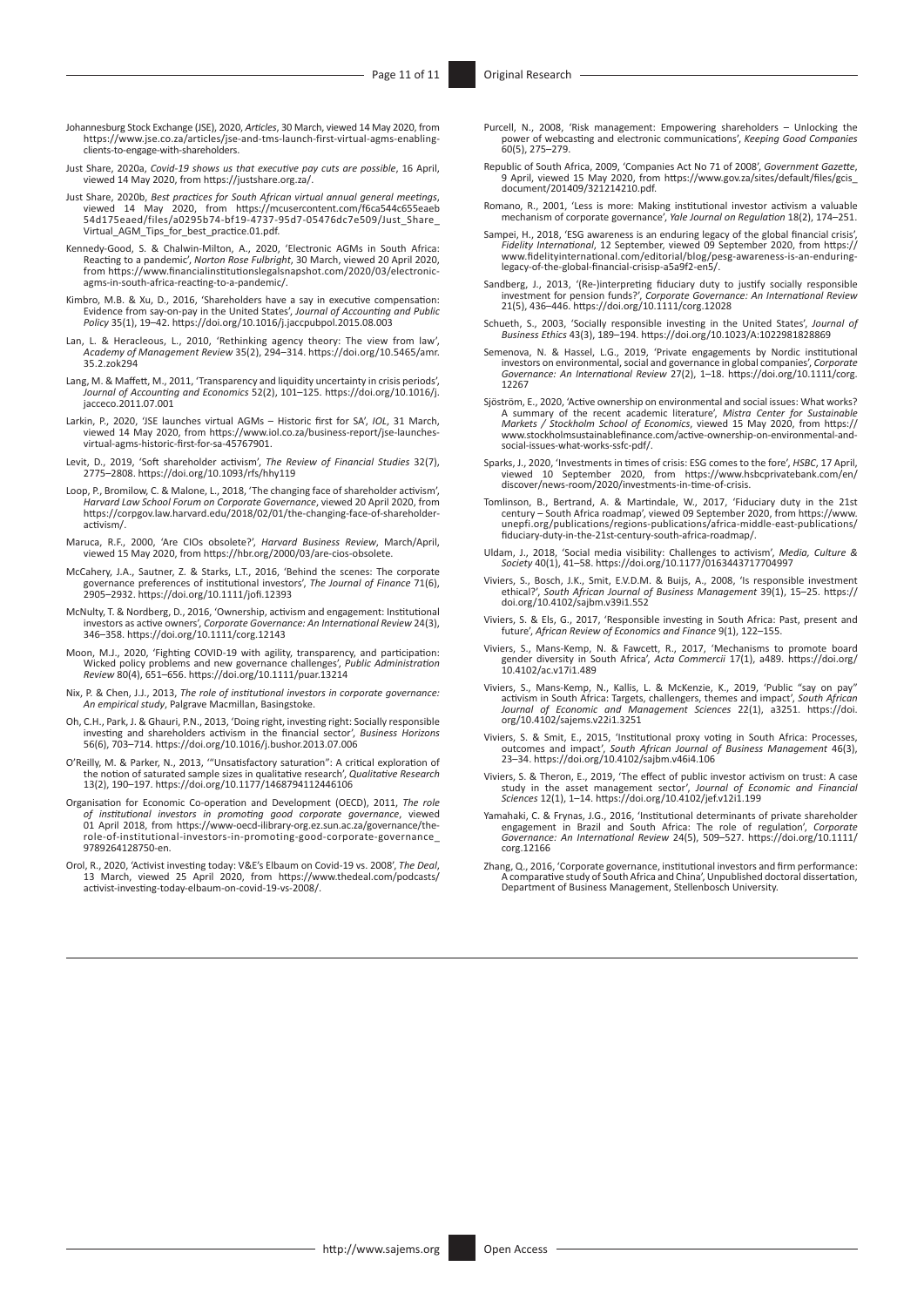Johannesburg Stock Exchange (JSE), 2020, *Articles*, 30 March, viewed 14 May 2020, from https://www.jse.co.za/articles/jse-and-tms-launch-first-virtual-agms-enabling-clients-to-engage-with-shareholders.

Just Share, 2020a, *Covid-19 shows us that executive pay cuts are possible*, 16 April, viewed 14 May 2020, from https://justshare.org.za/.

Just Share, 2020b, *Best practices for South African virtual annual general meetings*, viewed 14 May 2020, from https://mcusercontent.com/f6ca544c655eaeb54d175eaed/files/a0295b74-bf19-4737-95d7-05476dc7e509/Just_Share_Virtual_AGM_Tips_for_best_practice.01.pdf.

Kennedy-Good, S. & Chalwin-Milton, A., 2020, 'Electronic AGMs in South Africa: Reacting to a pandemic', *Norton Rose Fulbright*, 30 March, viewed 20 April 2020, from https://www.financialinstitutionslegalsnapshot.com/2020/03/electronic-agms-in-south-africa-reacting-to-a-pandemic/.

Kimbro, M.B. & Xu, D., 2016, 'Shareholders have a say in executive compensation: Evidence from say-on-pay in the United States', *Journal of Accounting and Public Policy* 35(1), 19–42. https://doi.org/10.1016/j.jaccpubpol.2015.08.003

Lan, L. & Heracleous, L., 2010, 'Rethinking agency theory: The view from law', *Academy of Management Review* 35(2), 294–314. https://doi.org/10.5465/amr.35.2.zok294

Lang, M. & Maffett, M., 2011, 'Transparency and liquidity uncertainty in crisis periods', *Journal of Accounting and Economics* 52(2), 101–125. https://doi.org/10.1016/j.jacceco.2011.07.001

Larkin, P., 2020, 'JSE launches virtual AGMs – Historic first for SA', *IOL*, 31 March, viewed 14 May 2020, from https://www.iol.co.za/business-report/jse-launches-virtual-agms-historic-first-for-sa-45767901.

Levit, D., 2019, 'Soft shareholder activism', *The Review of Financial Studies* 32(7), 2775–2808. https://doi.org/10.1093/rfs/hhy119

Loop, P., Bromilow, C. & Malone, L., 2018, 'The changing face of shareholder activism', *Harvard Law School Forum on Corporate Governance*, viewed 20 April 2020, from https://corpgov.law.harvard.edu/2018/02/01/the-changing-face-of-shareholder-activism/.

Maruca, R.F., 2000, 'Are CIOs obsolete?', *Harvard Business Review*, March/April, viewed 15 May 2020, from https://hbr.org/2000/03/are-cios-obsolete.

McCahery, J.A., Sautner, Z. & Starks, L.T., 2016, 'Behind the scenes: The corporate governance preferences of institutional investors', *The Journal of Finance* 71(6), 2905–2932. https://doi.org/10.1111/jofi.12393

McNulty, T. & Nordberg, D., 2016, 'Ownership, activism and engagement: Institutional investors as active owners', *Corporate Governance: An International Review* 24(3), 346–358. https://doi.org/10.1111/corg.12143

Moon, M.J., 2020, 'Fighting COVID-19 with agility, transparency, and participation: Wicked policy problems and new governance challenges', *Public Administration Review* 80(4), 651–656. https://doi.org/10.1111/puar.13214

Nix, P. & Chen, J.J., 2013, *The role of institutional investors in corporate governance: An empirical study*, Palgrave Macmillan, Basingstoke.

Oh, C.H., Park, J. & Ghauri, P.N., 2013, 'Doing right, investing right: Socially responsible investing and shareholders activism in the financial sector', *Business Horizons* 56(6), 703–714. https://doi.org/10.1016/j.bushor.2013.07.006

O'Reilly, M. & Parker, N., 2013, '"Unsatisfactory saturation": A critical exploration of the notion of saturated sample sizes in qualitative research', *Qualitative Research* 13(2), 190–197. https://doi.org/10.1177/1468794112446106

Organisation for Economic Co-operation and Development (OECD), 2011, *The role of institutional investors in promoting good corporate governance*, viewed 01 April 2018, from https://www-oecd-ilibrary-org.ez.sun.ac.za/governance/the-role-of-institutional-investors-in-promoting-good-corporate-governance_9789264128750-en.

Orol, R., 2020, 'Activist investing today: V&E's Elbaum on Covid-19 vs. 2008', *The Deal*, 13 March, viewed 25 April 2020, from https://www.thedeal.com/podcasts/activist-investing-today-elbaum-on-covid-19-vs-2008/.

Purcell, N., 2008, 'Risk management: Empowering shareholders – Unlocking the power of webcasting and electronic communications', *Keeping Good Companies* 60(5), 275–279.

Republic of South Africa, 2009, 'Companies Act No 71 of 2008', *Government Gazette*, 9 April, viewed 15 May 2020, from https://www.gov.za/sites/default/files/gcis_document/201409/321214210.pdf.

Romano, R., 2001, 'Less is more: Making institutional investor activism a valuable mechanism of corporate governance', *Yale Journal on Regulation* 18(2), 174–251.

Sampei, H., 2018, 'ESG awareness is an enduring legacy of the global financial crisis', *Fidelity International*, 12 September, viewed 09 September 2020, from https://www.fidelityinternational.com/editorial/blog/pesg-awareness-is-an-enduring-legacy-of-the-global-financial-crisisp-a5a9f2-en5/.

Sandberg, J., 2013, '(Re-)interpreting fiduciary duty to justify socially responsible investment for pension funds?', *Corporate Governance: An International Review* 21(5), 436–446. https://doi.org/10.1111/corg.12028

Schueth, S., 2003, 'Socially responsible investing in the United States', *Journal of Business Ethics* 43(3), 189–194. https://doi.org/10.1023/A:1022981828869

Semenova, N. & Hassel, L.G., 2019, 'Private engagements by Nordic institutional investors on environmental, social and governance in global companies', *Corporate Governance: An International Review* 27(2), 1–18. https://doi.org/10.1111/corg.12267

Sjöström, E., 2020, 'Active ownership on environmental and social issues: What works? A summary of the recent academic literature', *Mistra Center for Sustainable Markets / Stockholm School of Economics*, viewed 15 May 2020, from https://www.stockholmsustainablefinance.com/active-ownership-on-environmental-and-social-issues-what-works-ssfc-pdf/.

Sparks, J., 2020, 'Investments in times of crisis: ESG comes to the fore', *HSBC*, 17 April, viewed 10 September 2020, from https://www.hsbcprivatebank.com/en/discover/news-room/2020/investments-in-time-of-crisis.

Tomlinson, B., Bertrand, A. & Martindale, W., 2017, 'Fiduciary duty in the 21st century – South Africa roadmap', viewed 09 September 2020, from https://www.unepfi.org/publications/regions-publications/africa-middle-east-publications/fiduciary-duty-in-the-21st-century-south-africa-roadmap/.

Uldam, J., 2018, 'Social media visibility: Challenges to activism', *Media, Culture & Society* 40(1), 41–58. https://doi.org/10.1177/0163443717704997

Viviers, S., Bosch, J.K., Smit, E.V.D.M. & Buijs, A., 2008, 'Is responsible investment ethical?', *South African Journal of Business Management* 39(1), 15–25. https://doi.org/10.4102/sajbm.v39i1.552

Viviers, S. & Els, G., 2017, 'Responsible investing in South Africa: Past, present and future', *African Review of Economics and Finance* 9(1), 122–155.

Viviers, S., Mans-Kemp, N. & Fawcett, R., 2017, 'Mechanisms to promote board gender diversity in South Africa', *Acta Commercii* 17(1), a489. https://doi.org/10.4102/ac.v17i1.489

Viviers, S., Mans-Kemp, N., Kallis, L. & McKenzie, K., 2019, 'Public "say on pay" activism in South Africa: Targets, challengers, themes and impact', *South African Journal of Economic and Management Sciences* 22(1), a3251. https://doi.org/10.4102/sajems.v22i1.3251

Viviers, S. & Smit, E., 2015, 'Institutional proxy voting in South Africa: Processes, outcomes and impact', *South African Journal of Business Management* 46(3), 23–34. https://doi.org/10.4102/sajbm.v46i4.106

Viviers, S. & Theron, E., 2019, 'The effect of public investor activism on trust: A case study in the asset management sector', *Journal of Economic and Financial Sciences* 12(1), 1–14. https://doi.org/10.4102/jef.v12i1.199

Yamahaki, C. & Frynas, J.G., 2016, 'Institutional determinants of private shareholder engagement in Brazil and South Africa: The role of regulation', *Corporate Governance: An International Review* 24(5), 509–527. https://doi.org/10.1111/corg.12166

Zhang, Q., 2016, 'Corporate governance, institutional investors and firm performance: A comparative study of South Africa and China', Unpublished doctoral dissertation, Department of Business Management, Stellenbosch University.